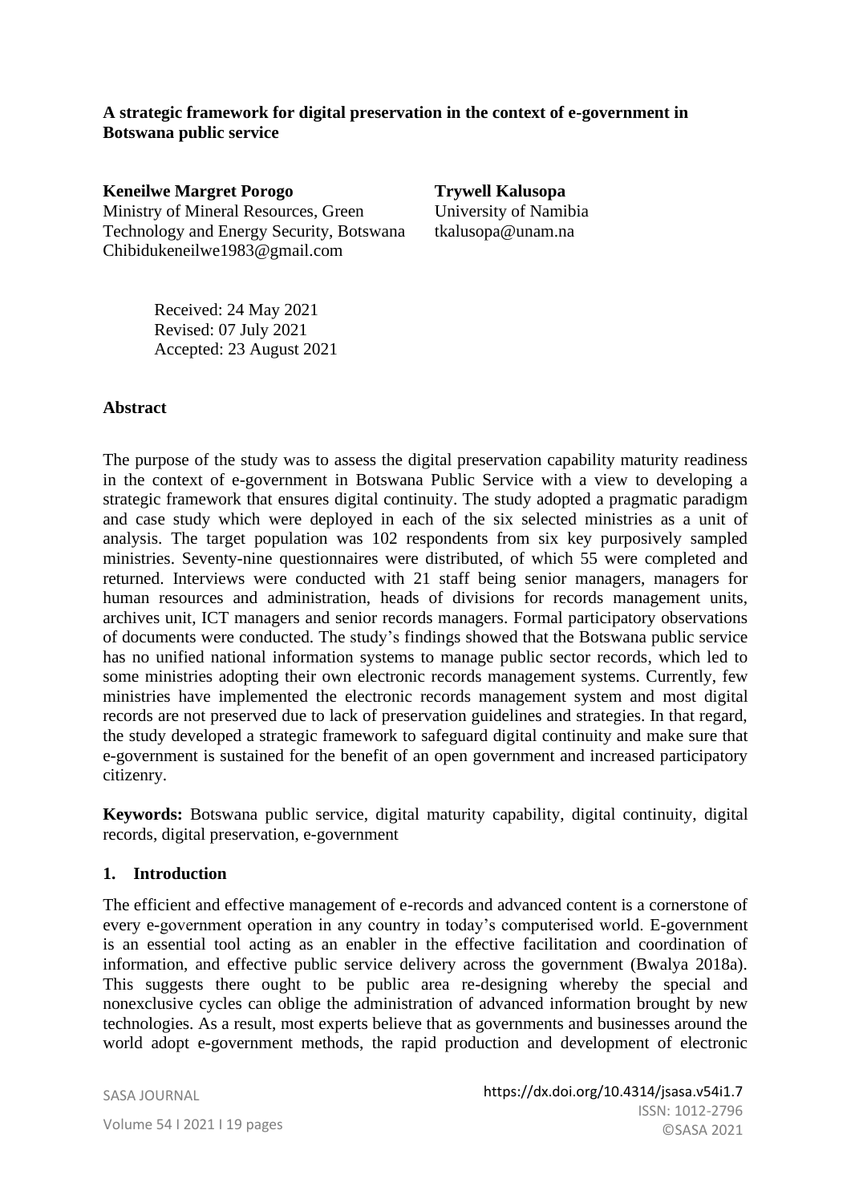**A strategic framework for digital preservation in the context of e-government in Botswana public service**

**Keneilwe Margret Porogo**
Ministry of Mineral Resources, Green Technology and Energy Security, Botswana
Chibidukeneilwe1983@gmail.com

**Trywell Kalusopa**
University of Namibia
tkalusopa@unam.na

Received: 24 May 2021
Revised: 07 July 2021
Accepted: 23 August 2021

**Abstract**

The purpose of the study was to assess the digital preservation capability maturity readiness in the context of e-government in Botswana Public Service with a view to developing a strategic framework that ensures digital continuity. The study adopted a pragmatic paradigm and case study which were deployed in each of the six selected ministries as a unit of analysis. The target population was 102 respondents from six key purposively sampled ministries. Seventy-nine questionnaires were distributed, of which 55 were completed and returned. Interviews were conducted with 21 staff being senior managers, managers for human resources and administration, heads of divisions for records management units, archives unit, ICT managers and senior records managers. Formal participatory observations of documents were conducted. The study's findings showed that the Botswana public service has no unified national information systems to manage public sector records, which led to some ministries adopting their own electronic records management systems. Currently, few ministries have implemented the electronic records management system and most digital records are not preserved due to lack of preservation guidelines and strategies. In that regard, the study developed a strategic framework to safeguard digital continuity and make sure that e-government is sustained for the benefit of an open government and increased participatory citizenry.

**Keywords:** Botswana public service, digital maturity capability, digital continuity, digital records, digital preservation, e-government

## 1. Introduction

The efficient and effective management of e-records and advanced content is a cornerstone of every e-government operation in any country in today's computerised world. E-government is an essential tool acting as an enabler in the effective facilitation and coordination of information, and effective public service delivery across the government (Bwalya 2018a). This suggests there ought to be public area re-designing whereby the special and nonexclusive cycles can oblige the administration of advanced information brought by new technologies. As a result, most experts believe that as governments and businesses around the world adopt e-government methods, the rapid production and development of electronic

https://dx.doi.org/10.4314/jsasa.v54i1.7
ISSN: 1012-2796
©SASA 2021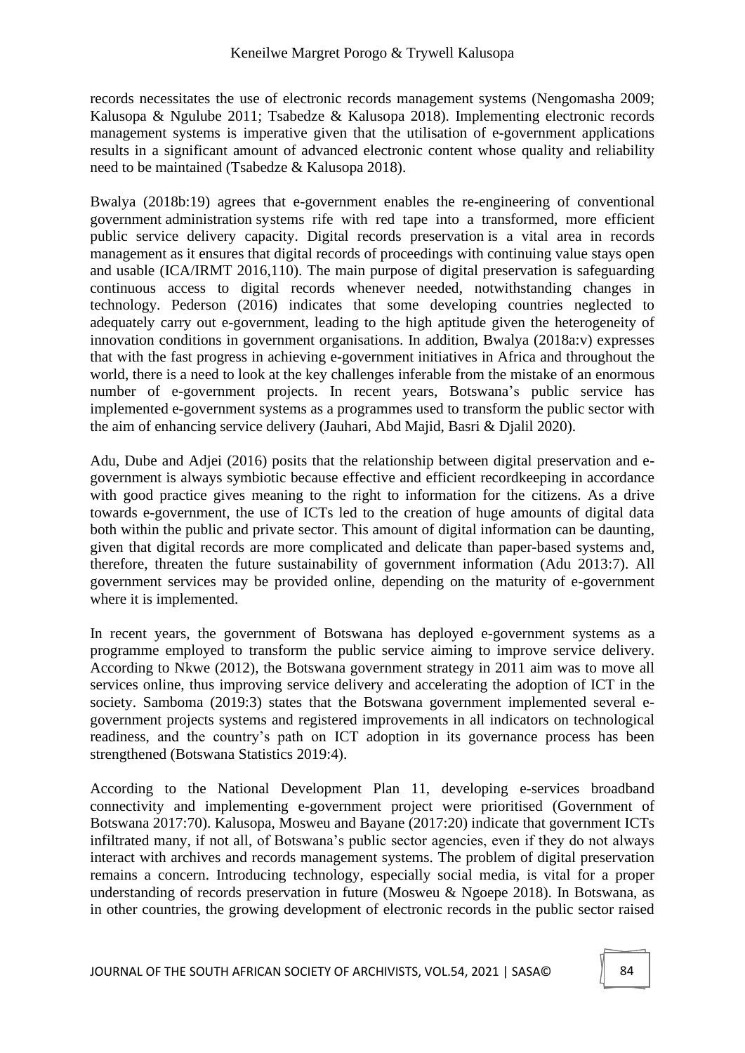records necessitates the use of electronic records management systems (Nengomasha 2009; Kalusopa & Ngulube 2011; Tsabedze & Kalusopa 2018). Implementing electronic records management systems is imperative given that the utilisation of e-government applications results in a significant amount of advanced electronic content whose quality and reliability need to be maintained (Tsabedze & Kalusopa 2018).

Bwalya (2018b:19) agrees that e-government enables the re-engineering of conventional government administration systems rife with red tape into a transformed, more efficient public service delivery capacity. Digital records preservation is a vital area in records management as it ensures that digital records of proceedings with continuing value stays open and usable (ICA/IRMT 2016,110). The main purpose of digital preservation is safeguarding continuous access to digital records whenever needed, notwithstanding changes in technology. Pederson (2016) indicates that some developing countries neglected to adequately carry out e-government, leading to the high aptitude given the heterogeneity of innovation conditions in government organisations. In addition, Bwalya (2018a:v) expresses that with the fast progress in achieving e-government initiatives in Africa and throughout the world, there is a need to look at the key challenges inferable from the mistake of an enormous number of e-government projects. In recent years, Botswana's public service has implemented e-government systems as a programmes used to transform the public sector with the aim of enhancing service delivery (Jauhari, Abd Majid, Basri & Djalil 2020).

Adu, Dube and Adjei (2016) posits that the relationship between digital preservation and e-government is always symbiotic because effective and efficient recordkeeping in accordance with good practice gives meaning to the right to information for the citizens. As a drive towards e-government, the use of ICTs led to the creation of huge amounts of digital data both within the public and private sector. This amount of digital information can be daunting, given that digital records are more complicated and delicate than paper-based systems and, therefore, threaten the future sustainability of government information (Adu 2013:7). All government services may be provided online, depending on the maturity of e-government where it is implemented.

In recent years, the government of Botswana has deployed e-government systems as a programme employed to transform the public service aiming to improve service delivery. According to Nkwe (2012), the Botswana government strategy in 2011 aim was to move all services online, thus improving service delivery and accelerating the adoption of ICT in the society. Samboma (2019:3) states that the Botswana government implemented several e-government projects systems and registered improvements in all indicators on technological readiness, and the country's path on ICT adoption in its governance process has been strengthened (Botswana Statistics 2019:4).

According to the National Development Plan 11, developing e-services broadband connectivity and implementing e-government project were prioritised (Government of Botswana 2017:70). Kalusopa, Mosweu and Bayane (2017:20) indicate that government ICTs infiltrated many, if not all, of Botswana's public sector agencies, even if they do not always interact with archives and records management systems. The problem of digital preservation remains a concern. Introducing technology, especially social media, is vital for a proper understanding of records preservation in future (Mosweu & Ngoepe 2018). In Botswana, as in other countries, the growing development of electronic records in the public sector raised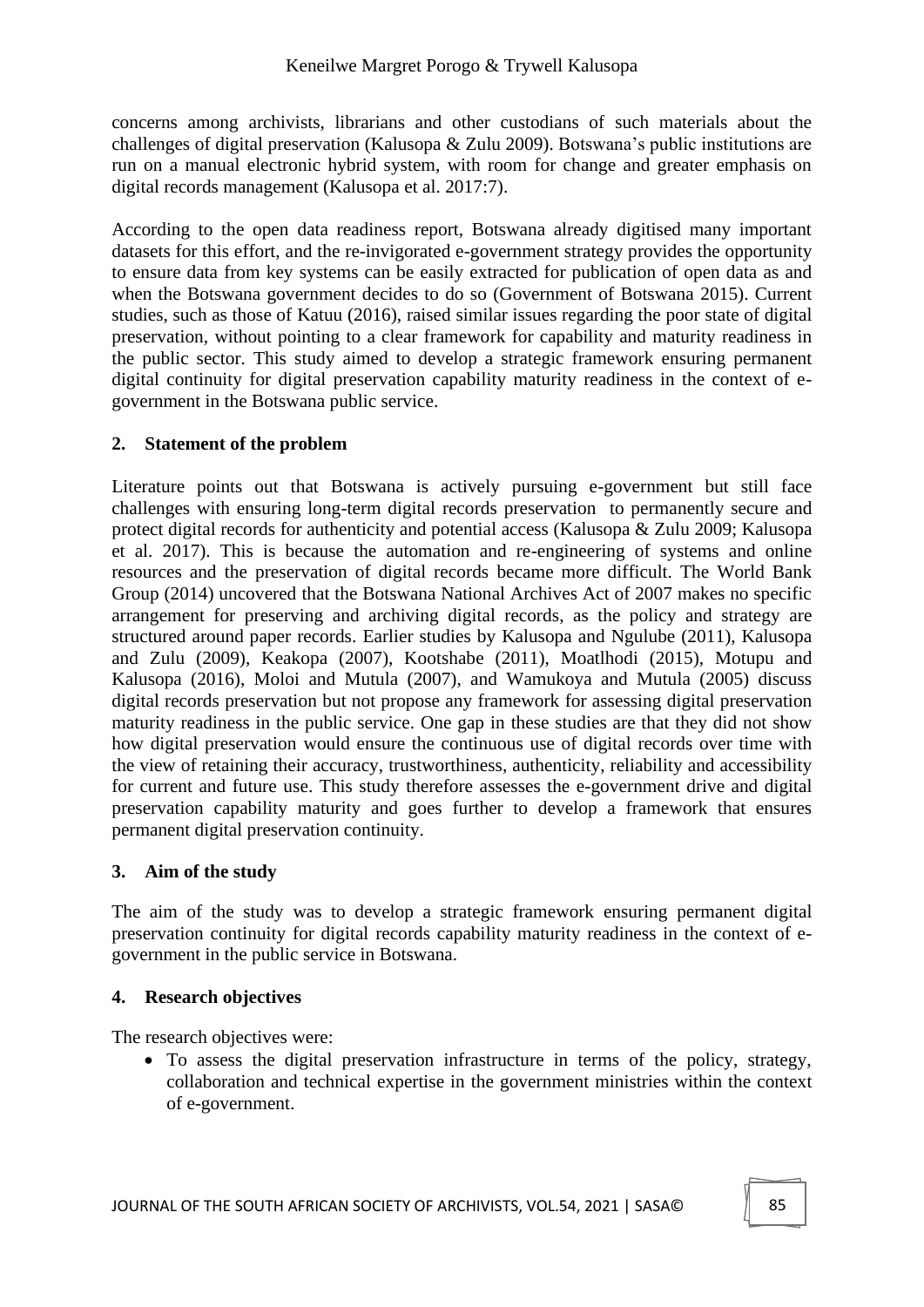concerns among archivists, librarians and other custodians of such materials about the challenges of digital preservation (Kalusopa & Zulu 2009). Botswana's public institutions are run on a manual electronic hybrid system, with room for change and greater emphasis on digital records management (Kalusopa et al. 2017:7).

According to the open data readiness report, Botswana already digitised many important datasets for this effort, and the re-invigorated e-government strategy provides the opportunity to ensure data from key systems can be easily extracted for publication of open data as and when the Botswana government decides to do so (Government of Botswana 2015). Current studies, such as those of Katuu (2016), raised similar issues regarding the poor state of digital preservation, without pointing to a clear framework for capability and maturity readiness in the public sector. This study aimed to develop a strategic framework ensuring permanent digital continuity for digital preservation capability maturity readiness in the context of e-government in the Botswana public service.

## 2. Statement of the problem

Literature points out that Botswana is actively pursuing e-government but still face challenges with ensuring long-term digital records preservation to permanently secure and protect digital records for authenticity and potential access (Kalusopa & Zulu 2009; Kalusopa et al. 2017). This is because the automation and re-engineering of systems and online resources and the preservation of digital records became more difficult. The World Bank Group (2014) uncovered that the Botswana National Archives Act of 2007 makes no specific arrangement for preserving and archiving digital records, as the policy and strategy are structured around paper records. Earlier studies by Kalusopa and Ngulube (2011), Kalusopa and Zulu (2009), Keakopa (2007), Kootshabe (2011), Moatlhodi (2015), Motupu and Kalusopa (2016), Moloi and Mutula (2007), and Wamukoya and Mutula (2005) discuss digital records preservation but not propose any framework for assessing digital preservation maturity readiness in the public service. One gap in these studies are that they did not show how digital preservation would ensure the continuous use of digital records over time with the view of retaining their accuracy, trustworthiness, authenticity, reliability and accessibility for current and future use. This study therefore assesses the e-government drive and digital preservation capability maturity and goes further to develop a framework that ensures permanent digital preservation continuity.

## 3. Aim of the study

The aim of the study was to develop a strategic framework ensuring permanent digital preservation continuity for digital records capability maturity readiness in the context of e-government in the public service in Botswana.

## 4. Research objectives

The research objectives were:

- To assess the digital preservation infrastructure in terms of the policy, strategy, collaboration and technical expertise in the government ministries within the context of e-government.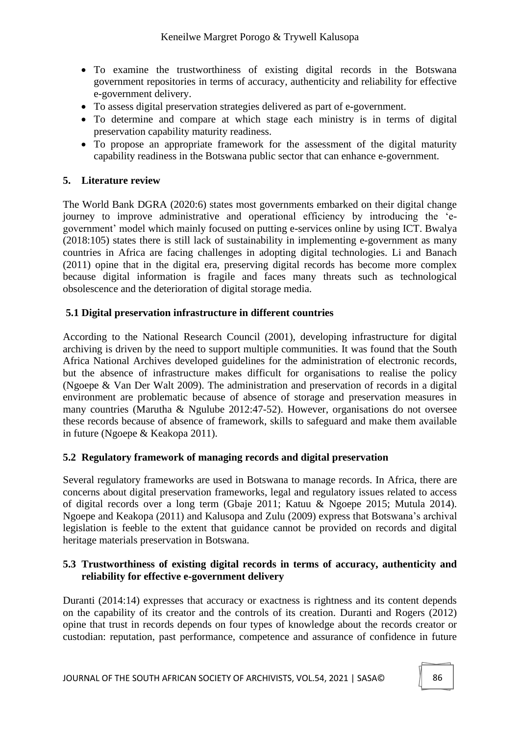- To examine the trustworthiness of existing digital records in the Botswana government repositories in terms of accuracy, authenticity and reliability for effective e-government delivery.
- To assess digital preservation strategies delivered as part of e-government.
- To determine and compare at which stage each ministry is in terms of digital preservation capability maturity readiness.
- To propose an appropriate framework for the assessment of the digital maturity capability readiness in the Botswana public sector that can enhance e-government.

## 5. Literature review

The World Bank DGRA (2020:6) states most governments embarked on their digital change journey to improve administrative and operational efficiency by introducing the 'e-government' model which mainly focused on putting e-services online by using ICT. Bwalya (2018:105) states there is still lack of sustainability in implementing e-government as many countries in Africa are facing challenges in adopting digital technologies. Li and Banach (2011) opine that in the digital era, preserving digital records has become more complex because digital information is fragile and faces many threats such as technological obsolescence and the deterioration of digital storage media.

### 5.1 Digital preservation infrastructure in different countries

According to the National Research Council (2001), developing infrastructure for digital archiving is driven by the need to support multiple communities. It was found that the South Africa National Archives developed guidelines for the administration of electronic records, but the absence of infrastructure makes difficult for organisations to realise the policy (Ngoepe & Van Der Walt 2009). The administration and preservation of records in a digital environment are problematic because of absence of storage and preservation measures in many countries (Marutha & Ngulube 2012:47-52). However, organisations do not oversee these records because of absence of framework, skills to safeguard and make them available in future (Ngoepe & Keakopa 2011).

### 5.2 Regulatory framework of managing records and digital preservation

Several regulatory frameworks are used in Botswana to manage records. In Africa, there are concerns about digital preservation frameworks, legal and regulatory issues related to access of digital records over a long term (Gbaje 2011; Katuu & Ngoepe 2015; Mutula 2014). Ngoepe and Keakopa (2011) and Kalusopa and Zulu (2009) express that Botswana's archival legislation is feeble to the extent that guidance cannot be provided on records and digital heritage materials preservation in Botswana.

### 5.3 Trustworthiness of existing digital records in terms of accuracy, authenticity and reliability for effective e-government delivery

Duranti (2014:14) expresses that accuracy or exactness is rightness and its content depends on the capability of its creator and the controls of its creation. Duranti and Rogers (2012) opine that trust in records depends on four types of knowledge about the records creator or custodian: reputation, past performance, competence and assurance of confidence in future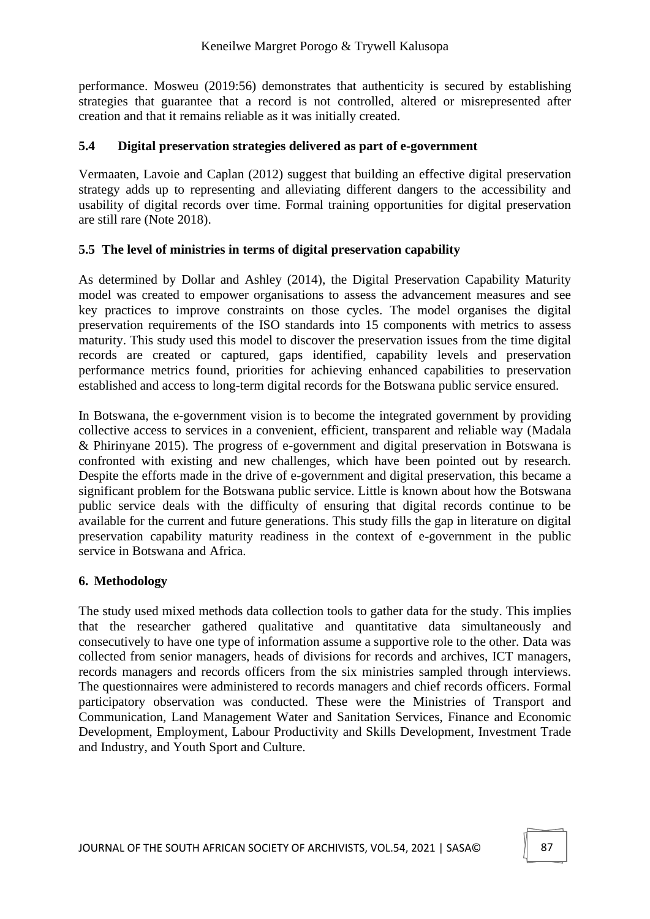performance. Mosweu (2019:56) demonstrates that authenticity is secured by establishing strategies that guarantee that a record is not controlled, altered or misrepresented after creation and that it remains reliable as it was initially created.

### 5.4 Digital preservation strategies delivered as part of e-government

Vermaaten, Lavoie and Caplan (2012) suggest that building an effective digital preservation strategy adds up to representing and alleviating different dangers to the accessibility and usability of digital records over time. Formal training opportunities for digital preservation are still rare (Note 2018).

### 5.5 The level of ministries in terms of digital preservation capability

As determined by Dollar and Ashley (2014), the Digital Preservation Capability Maturity model was created to empower organisations to assess the advancement measures and see key practices to improve constraints on those cycles. The model organises the digital preservation requirements of the ISO standards into 15 components with metrics to assess maturity. This study used this model to discover the preservation issues from the time digital records are created or captured, gaps identified, capability levels and preservation performance metrics found, priorities for achieving enhanced capabilities to preservation established and access to long-term digital records for the Botswana public service ensured.

In Botswana, the e-government vision is to become the integrated government by providing collective access to services in a convenient, efficient, transparent and reliable way (Madala & Phirinyane 2015). The progress of e-government and digital preservation in Botswana is confronted with existing and new challenges, which have been pointed out by research. Despite the efforts made in the drive of e-government and digital preservation, this became a significant problem for the Botswana public service. Little is known about how the Botswana public service deals with the difficulty of ensuring that digital records continue to be available for the current and future generations. This study fills the gap in literature on digital preservation capability maturity readiness in the context of e-government in the public service in Botswana and Africa.

## 6. Methodology

The study used mixed methods data collection tools to gather data for the study. This implies that the researcher gathered qualitative and quantitative data simultaneously and consecutively to have one type of information assume a supportive role to the other. Data was collected from senior managers, heads of divisions for records and archives, ICT managers, records managers and records officers from the six ministries sampled through interviews. The questionnaires were administered to records managers and chief records officers. Formal participatory observation was conducted. These were the Ministries of Transport and Communication, Land Management Water and Sanitation Services, Finance and Economic Development, Employment, Labour Productivity and Skills Development, Investment Trade and Industry, and Youth Sport and Culture.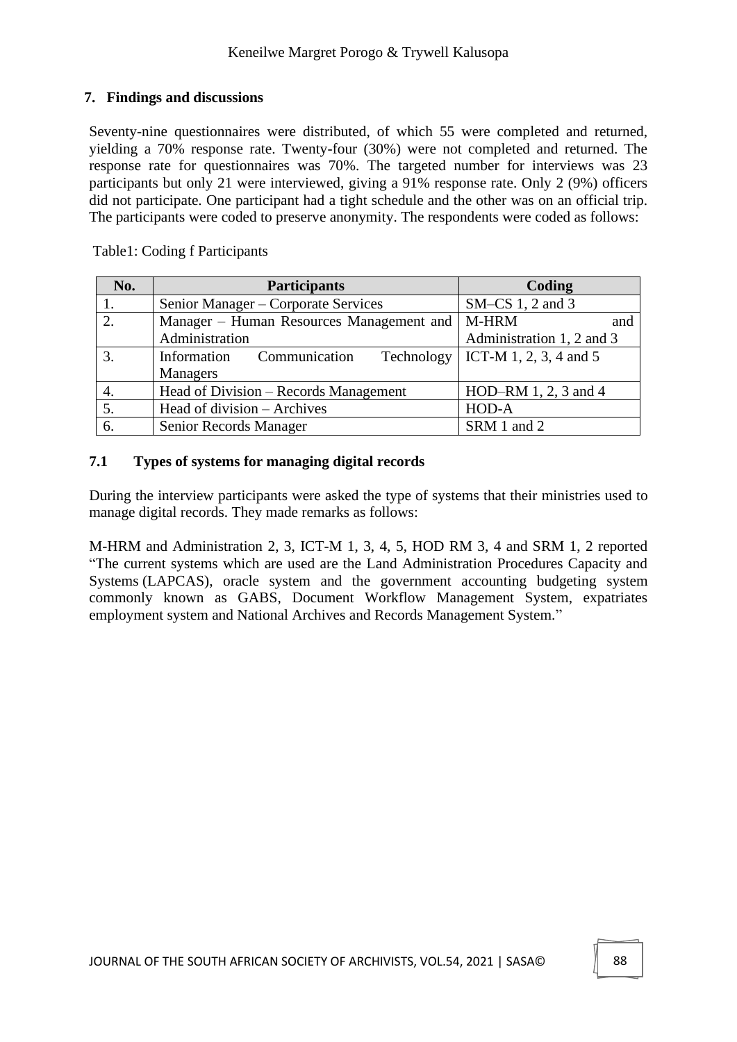## 7. Findings and discussions

Seventy-nine questionnaires were distributed, of which 55 were completed and returned, yielding a 70% response rate. Twenty-four (30%) were not completed and returned. The response rate for questionnaires was 70%. The targeted number for interviews was 23 participants but only 21 were interviewed, giving a 91% response rate. Only 2 (9%) officers did not participate. One participant had a tight schedule and the other was on an official trip. The participants were coded to preserve anonymity. The respondents were coded as follows:

Table1: Coding f Participants

| No. | Participants | Coding |
|---|---|---|
| 1. | Senior Manager – Corporate Services | SM–CS 1, 2 and 3 |
| 2. | Manager – Human Resources Management and Administration | M-HRM and Administration 1, 2 and 3 |
| 3. | Information Communication Technology Managers | ICT-M 1, 2, 3, 4 and 5 |
| 4. | Head of Division – Records Management | HOD–RM 1, 2, 3 and 4 |
| 5. | Head of division – Archives | HOD-A |
| 6. | Senior Records Manager | SRM 1 and 2 |

### 7.1 Types of systems for managing digital records

During the interview participants were asked the type of systems that their ministries used to manage digital records. They made remarks as follows:

M-HRM and Administration 2, 3, ICT-M 1, 3, 4, 5, HOD RM 3, 4 and SRM 1, 2 reported "The current systems which are used are the Land Administration Procedures Capacity and Systems (LAPCAS), oracle system and the government accounting budgeting system commonly known as GABS, Document Workflow Management System, expatriates employment system and National Archives and Records Management System."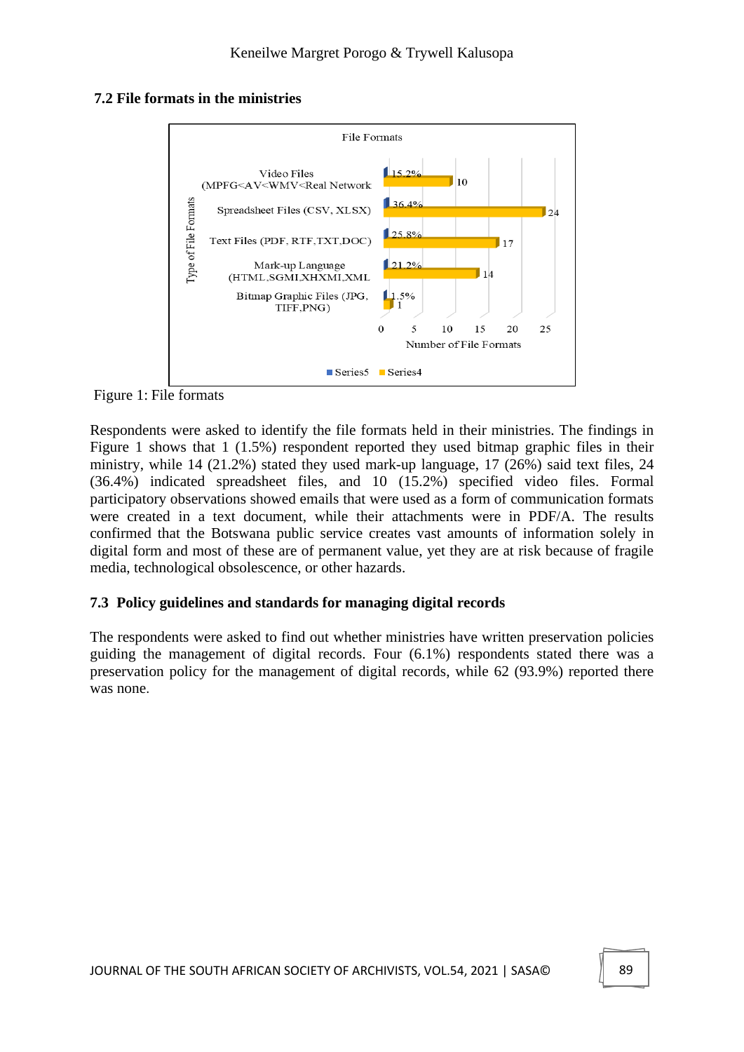## 7.2 File formats in the ministries

**File Formats**

| Type of File Formats | Number of File Formats | Percentage |
|---|---|---|
| Video Files (MPFG<AV<WMV<Real Network | 10 | 15.2% |
| Spreadsheet Files (CSV, XLSX) | 24 | 36.4% |
| Text Files (PDF, RTF,TXT,DOC) | 17 | 25.8% |
| Mark-up Language (HTML,SGMI,XHXMI,XML | 14 | 21.2% |
| Bitmap Graphic Files (JPG, TIFF,PNG) | 1 | 1.5% |

Figure 1: File formats

Respondents were asked to identify the file formats held in their ministries. The findings in Figure 1 shows that 1 (1.5%) respondent reported they used bitmap graphic files in their ministry, while 14 (21.2%) stated they used mark-up language, 17 (26%) said text files, 24 (36.4%) indicated spreadsheet files, and 10 (15.2%) specified video files. Formal participatory observations showed emails that were used as a form of communication formats were created in a text document, while their attachments were in PDF/A. The results confirmed that the Botswana public service creates vast amounts of information solely in digital form and most of these are of permanent value, yet they are at risk because of fragile media, technological obsolescence, or other hazards.

## 7.3 Policy guidelines and standards for managing digital records

The respondents were asked to find out whether ministries have written preservation policies guiding the management of digital records. Four (6.1%) respondents stated there was a preservation policy for the management of digital records, while 62 (93.9%) reported there was none.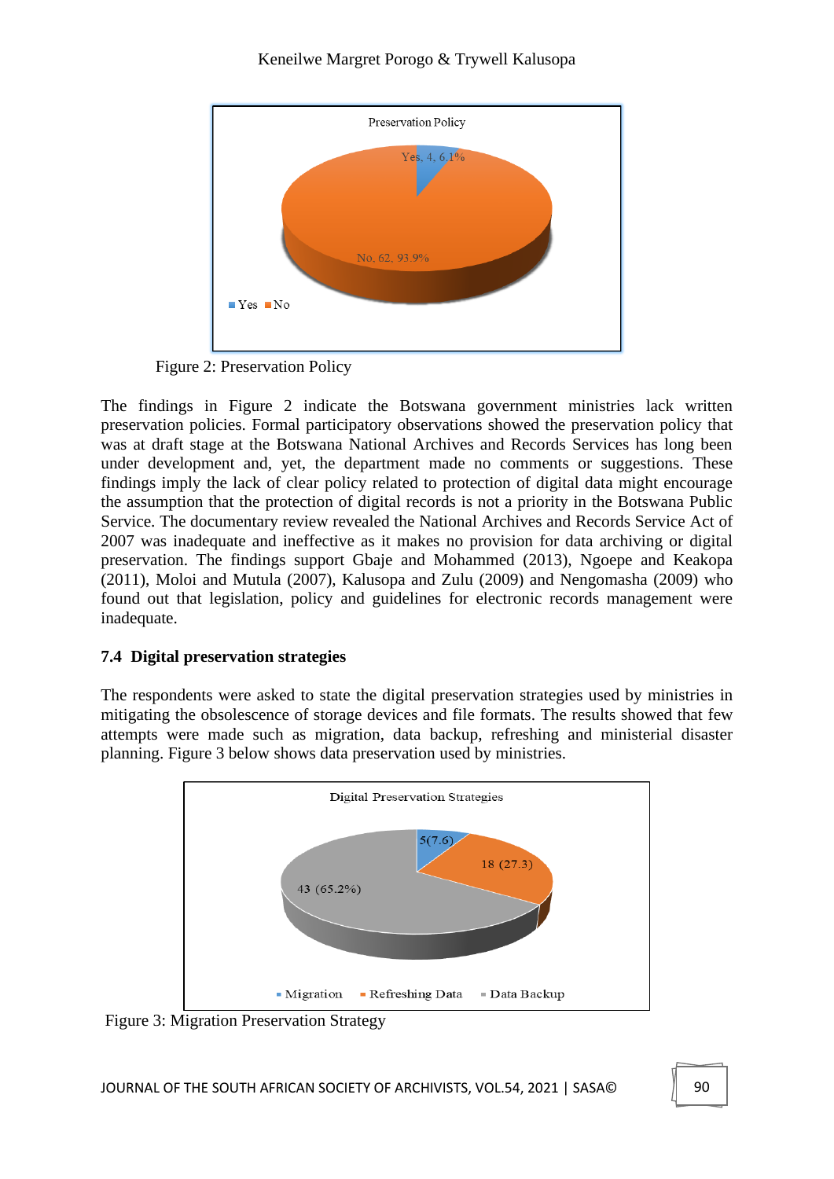Preservation Policy

Yes, 4, 6.1%

No, 62, 93.9%

Yes  No

Figure 2: Preservation Policy

The findings in Figure 2 indicate the Botswana government ministries lack written preservation policies. Formal participatory observations showed the preservation policy that was at draft stage at the Botswana National Archives and Records Services has long been under development and, yet, the department made no comments or suggestions. These findings imply the lack of clear policy related to protection of digital data might encourage the assumption that the protection of digital records is not a priority in the Botswana Public Service. The documentary review revealed the National Archives and Records Service Act of 2007 was inadequate and ineffective as it makes no provision for data archiving or digital preservation. The findings support Gbaje and Mohammed (2013), Ngoepe and Keakopa (2011), Moloi and Mutula (2007), Kalusopa and Zulu (2009) and Nengomasha (2009) who found out that legislation, policy and guidelines for electronic records management were inadequate.

## 7.4 Digital preservation strategies

The respondents were asked to state the digital preservation strategies used by ministries in mitigating the obsolescence of storage devices and file formats. The results showed that few attempts were made such as migration, data backup, refreshing and ministerial disaster planning. Figure 3 below shows data preservation used by ministries.

Digital Preservation Strategies

5(7.6)

18 (27.3)

43 (65.2%)

Migration  Refreshing Data  Data Backup

Figure 3: Migration Preservation Strategy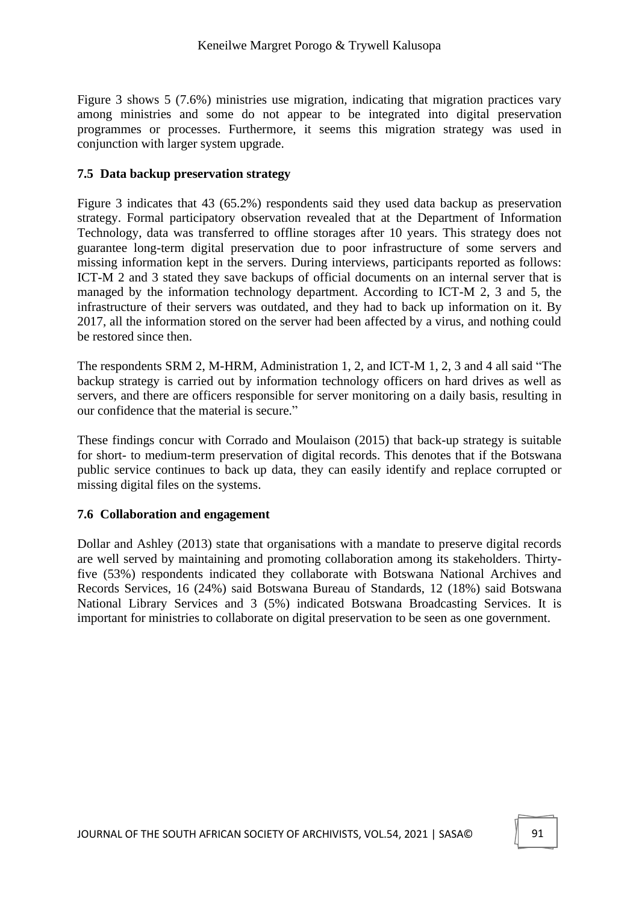Figure 3 shows 5 (7.6%) ministries use migration, indicating that migration practices vary among ministries and some do not appear to be integrated into digital preservation programmes or processes. Furthermore, it seems this migration strategy was used in conjunction with larger system upgrade.

### 7.5 Data backup preservation strategy

Figure 3 indicates that 43 (65.2%) respondents said they used data backup as preservation strategy. Formal participatory observation revealed that at the Department of Information Technology, data was transferred to offline storages after 10 years. This strategy does not guarantee long-term digital preservation due to poor infrastructure of some servers and missing information kept in the servers. During interviews, participants reported as follows: ICT-M 2 and 3 stated they save backups of official documents on an internal server that is managed by the information technology department. According to ICT-M 2, 3 and 5, the infrastructure of their servers was outdated, and they had to back up information on it. By 2017, all the information stored on the server had been affected by a virus, and nothing could be restored since then.

The respondents SRM 2, M-HRM, Administration 1, 2, and ICT-M 1, 2, 3 and 4 all said "The backup strategy is carried out by information technology officers on hard drives as well as servers, and there are officers responsible for server monitoring on a daily basis, resulting in our confidence that the material is secure."

These findings concur with Corrado and Moulaison (2015) that back-up strategy is suitable for short- to medium-term preservation of digital records. This denotes that if the Botswana public service continues to back up data, they can easily identify and replace corrupted or missing digital files on the systems.

### 7.6 Collaboration and engagement

Dollar and Ashley (2013) state that organisations with a mandate to preserve digital records are well served by maintaining and promoting collaboration among its stakeholders. Thirty-five (53%) respondents indicated they collaborate with Botswana National Archives and Records Services, 16 (24%) said Botswana Bureau of Standards, 12 (18%) said Botswana National Library Services and 3 (5%) indicated Botswana Broadcasting Services. It is important for ministries to collaborate on digital preservation to be seen as one government.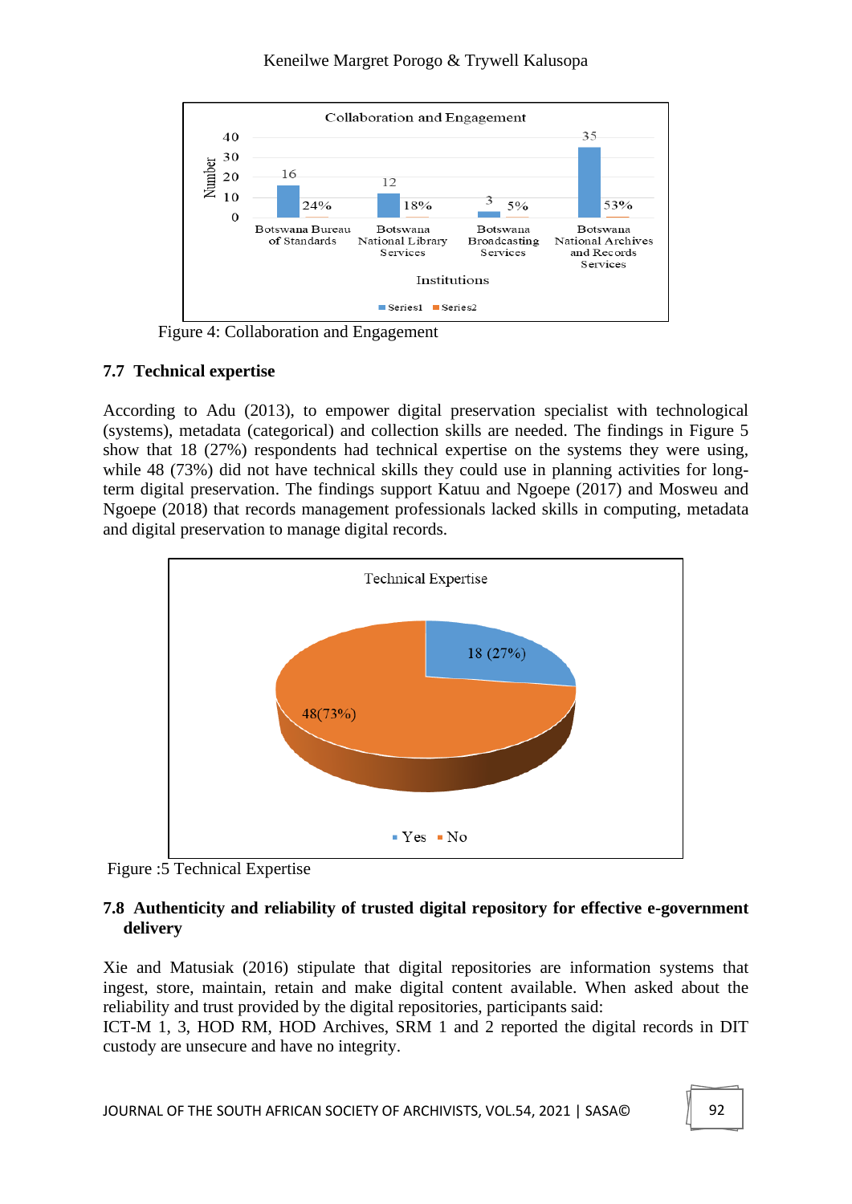Figure 4: Collaboration and Engagement

### 7.7 Technical expertise

According to Adu (2013), to empower digital preservation specialist with technological (systems), metadata (categorical) and collection skills are needed. The findings in Figure 5 show that 18 (27%) respondents had technical expertise on the systems they were using, while 48 (73%) did not have technical skills they could use in planning activities for long-term digital preservation. The findings support Katuu and Ngoepe (2017) and Mosweu and Ngoepe (2018) that records management professionals lacked skills in computing, metadata and digital preservation to manage digital records.

Figure :5 Technical Expertise

### 7.8 Authenticity and reliability of trusted digital repository for effective e-government delivery

Xie and Matusiak (2016) stipulate that digital repositories are information systems that ingest, store, maintain, retain and make digital content available. When asked about the reliability and trust provided by the digital repositories, participants said:
ICT-M 1, 3, HOD RM, HOD Archives, SRM 1 and 2 reported the digital records in DIT custody are unsecure and have no integrity.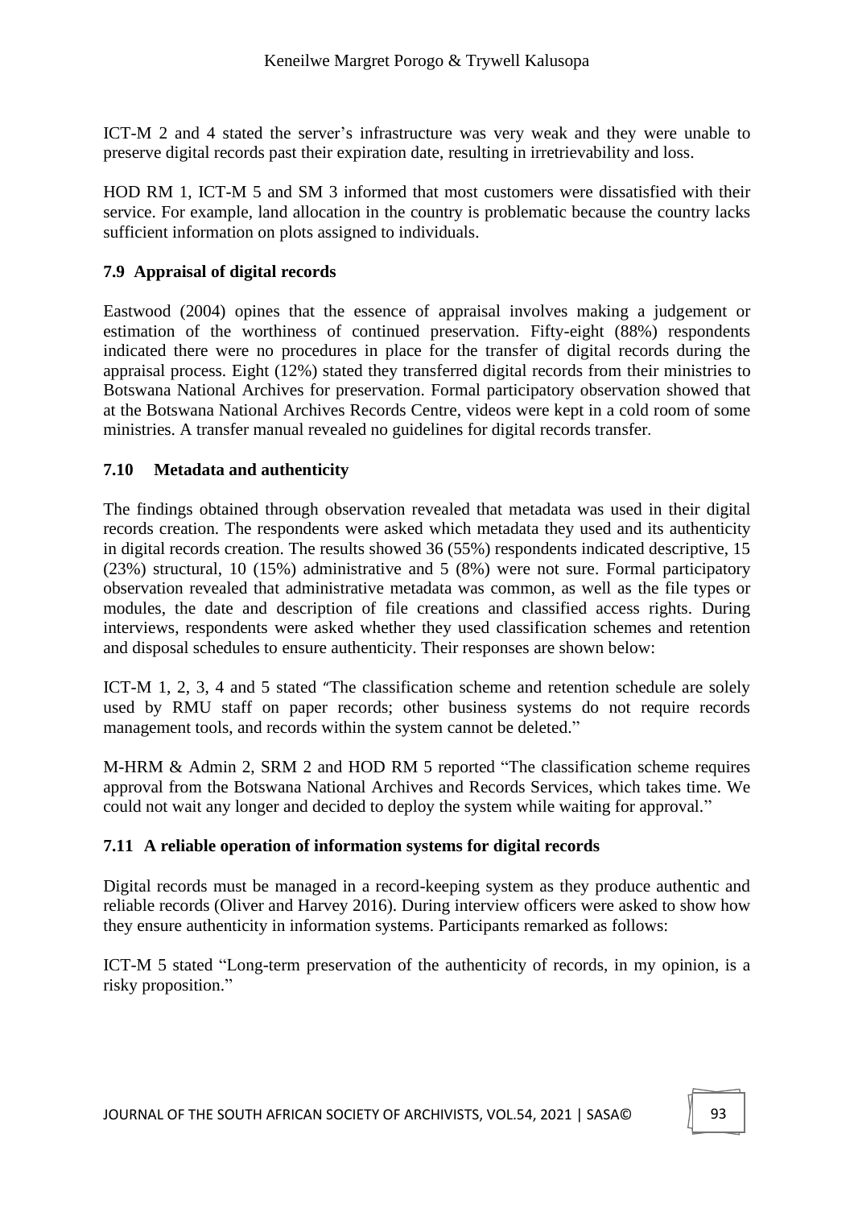ICT-M 2 and 4 stated the server's infrastructure was very weak and they were unable to preserve digital records past their expiration date, resulting in irretrievability and loss.

HOD RM 1, ICT-M 5 and SM 3 informed that most customers were dissatisfied with their service. For example, land allocation in the country is problematic because the country lacks sufficient information on plots assigned to individuals.

### 7.9 Appraisal of digital records

Eastwood (2004) opines that the essence of appraisal involves making a judgement or estimation of the worthiness of continued preservation. Fifty-eight (88%) respondents indicated there were no procedures in place for the transfer of digital records during the appraisal process. Eight (12%) stated they transferred digital records from their ministries to Botswana National Archives for preservation. Formal participatory observation showed that at the Botswana National Archives Records Centre, videos were kept in a cold room of some ministries. A transfer manual revealed no guidelines for digital records transfer.

### 7.10 Metadata and authenticity

The findings obtained through observation revealed that metadata was used in their digital records creation. The respondents were asked which metadata they used and its authenticity in digital records creation. The results showed 36 (55%) respondents indicated descriptive, 15 (23%) structural, 10 (15%) administrative and 5 (8%) were not sure. Formal participatory observation revealed that administrative metadata was common, as well as the file types or modules, the date and description of file creations and classified access rights. During interviews, respondents were asked whether they used classification schemes and retention and disposal schedules to ensure authenticity. Their responses are shown below:

ICT-M 1, 2, 3, 4 and 5 stated "The classification scheme and retention schedule are solely used by RMU staff on paper records; other business systems do not require records management tools, and records within the system cannot be deleted."

M-HRM & Admin 2, SRM 2 and HOD RM 5 reported "The classification scheme requires approval from the Botswana National Archives and Records Services, which takes time. We could not wait any longer and decided to deploy the system while waiting for approval."

### 7.11 A reliable operation of information systems for digital records

Digital records must be managed in a record-keeping system as they produce authentic and reliable records (Oliver and Harvey 2016). During interview officers were asked to show how they ensure authenticity in information systems. Participants remarked as follows:

ICT-M 5 stated "Long-term preservation of the authenticity of records, in my opinion, is a risky proposition."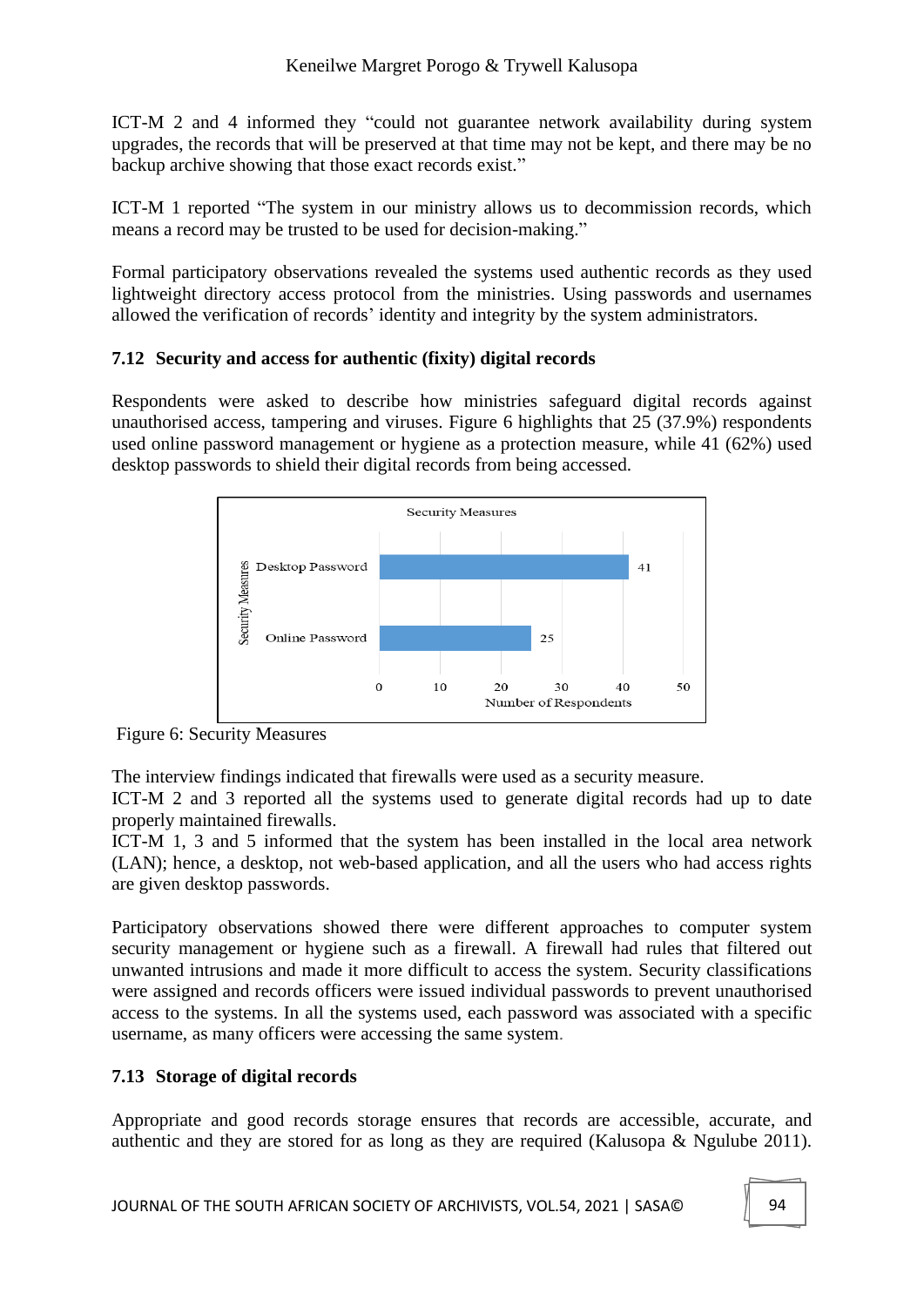ICT-M 2 and 4 informed they "could not guarantee network availability during system upgrades, the records that will be preserved at that time may not be kept, and there may be no backup archive showing that those exact records exist."

ICT-M 1 reported "The system in our ministry allows us to decommission records, which means a record may be trusted to be used for decision-making."

Formal participatory observations revealed the systems used authentic records as they used lightweight directory access protocol from the ministries. Using passwords and usernames allowed the verification of records' identity and integrity by the system administrators.

### 7.12 Security and access for authentic (fixity) digital records

Respondents were asked to describe how ministries safeguard digital records against unauthorised access, tampering and viruses. Figure 6 highlights that 25 (37.9%) respondents used online password management or hygiene as a protection measure, while 41 (62%) used desktop passwords to shield their digital records from being accessed.

Figure 6: Security Measures

The interview findings indicated that firewalls were used as a security measure.

ICT-M 2 and 3 reported all the systems used to generate digital records had up to date properly maintained firewalls.

ICT-M 1, 3 and 5 informed that the system has been installed in the local area network (LAN); hence, a desktop, not web-based application, and all the users who had access rights are given desktop passwords.

Participatory observations showed there were different approaches to computer system security management or hygiene such as a firewall. A firewall had rules that filtered out unwanted intrusions and made it more difficult to access the system. Security classifications were assigned and records officers were issued individual passwords to prevent unauthorised access to the systems. In all the systems used, each password was associated with a specific username, as many officers were accessing the same system.

### 7.13 Storage of digital records

Appropriate and good records storage ensures that records are accessible, accurate, and authentic and they are stored for as long as they are required (Kalusopa & Ngulube 2011).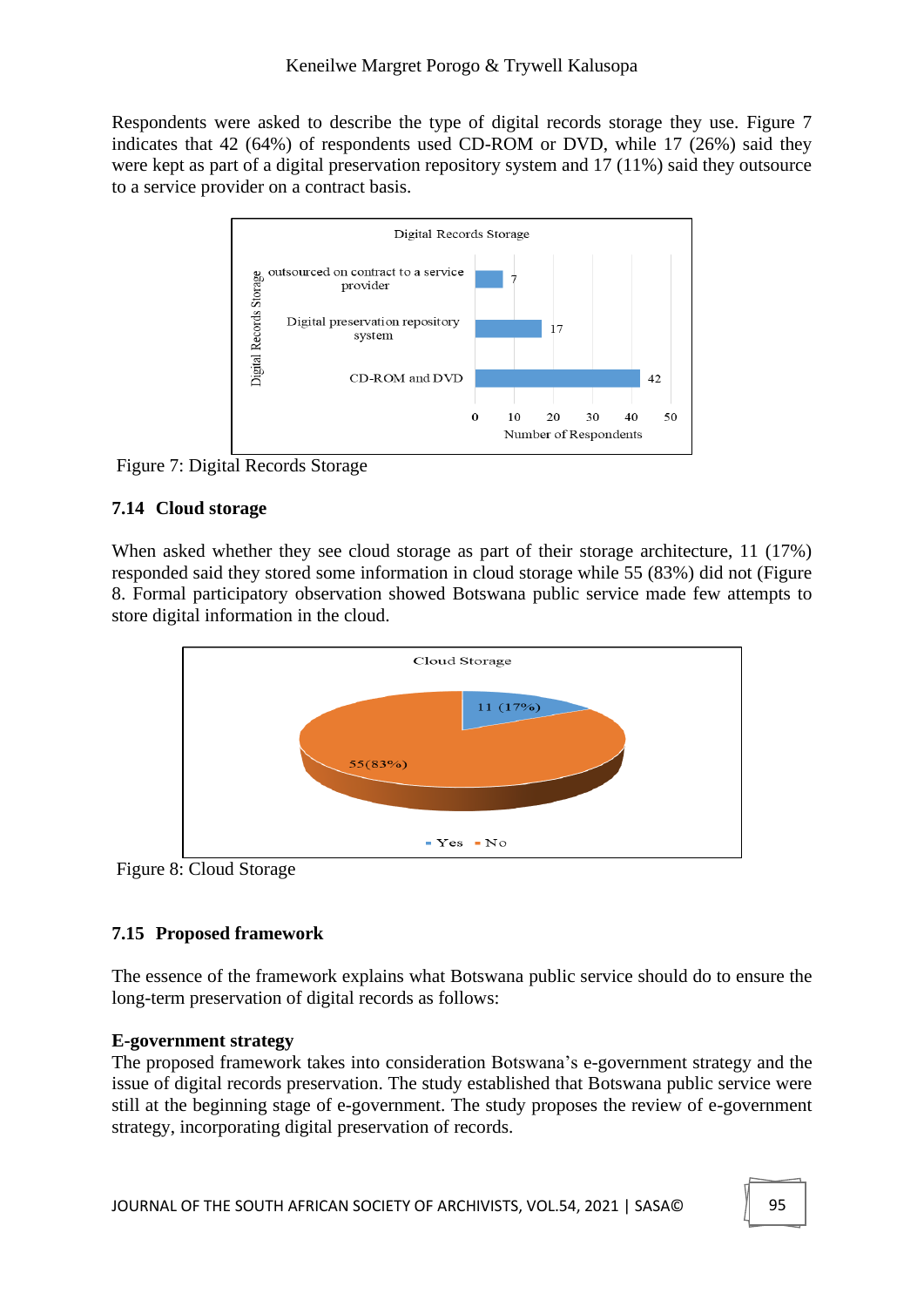Respondents were asked to describe the type of digital records storage they use. Figure 7 indicates that 42 (64%) of respondents used CD-ROM or DVD, while 17 (26%) said they were kept as part of a digital preservation repository system and 17 (11%) said they outsource to a service provider on a contract basis.

Figure 7: Digital Records Storage

## 7.14 Cloud storage

When asked whether they see cloud storage as part of their storage architecture, 11 (17%) responded said they stored some information in cloud storage while 55 (83%) did not (Figure 8. Formal participatory observation showed Botswana public service made few attempts to store digital information in the cloud.

Figure 8: Cloud Storage

## 7.15 Proposed framework

The essence of the framework explains what Botswana public service should do to ensure the long-term preservation of digital records as follows:

**E-government strategy**

The proposed framework takes into consideration Botswana's e-government strategy and the issue of digital records preservation. The study established that Botswana public service were still at the beginning stage of e-government. The study proposes the review of e-government strategy, incorporating digital preservation of records.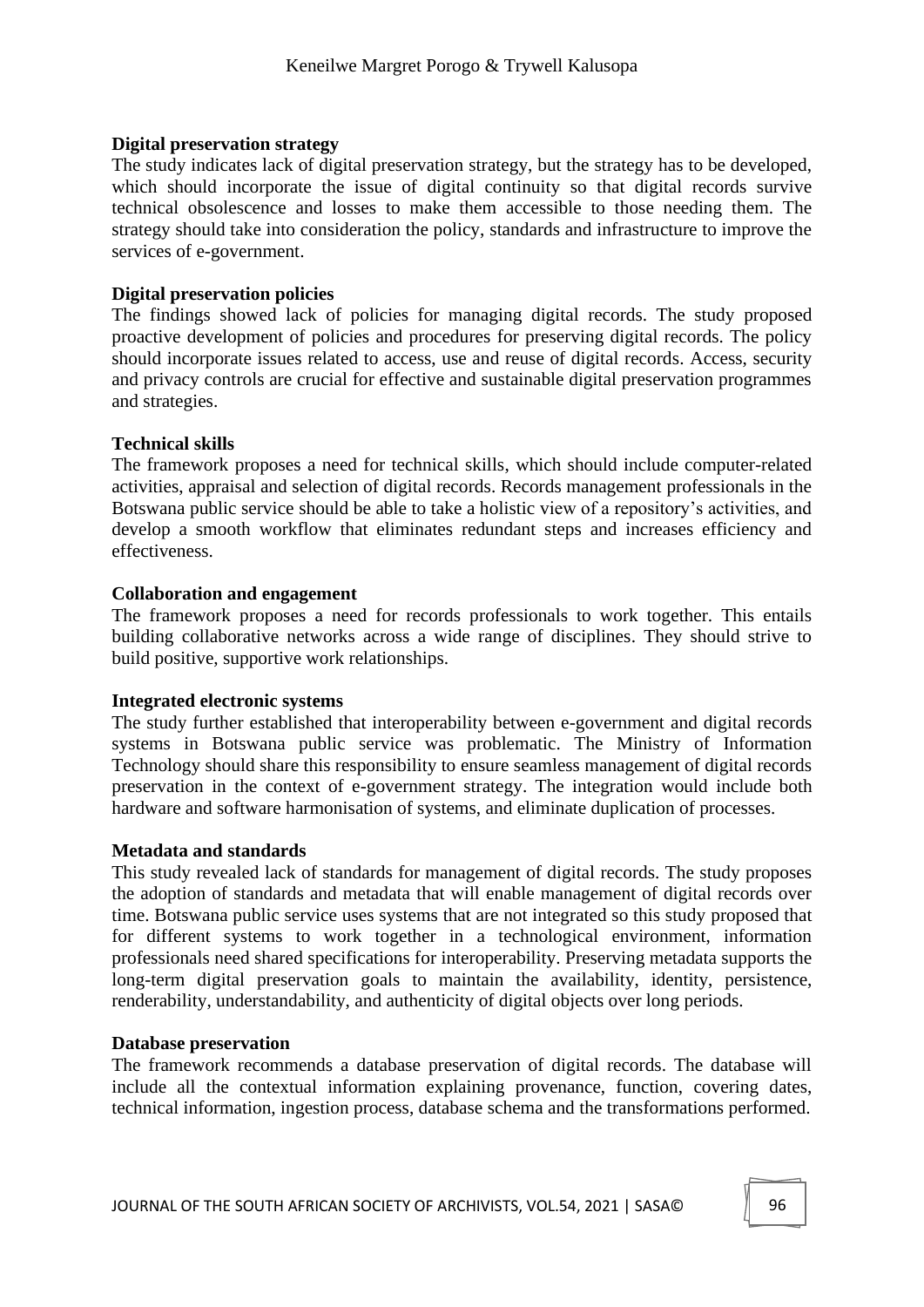**Digital preservation strategy**

The study indicates lack of digital preservation strategy, but the strategy has to be developed, which should incorporate the issue of digital continuity so that digital records survive technical obsolescence and losses to make them accessible to those needing them. The strategy should take into consideration the policy, standards and infrastructure to improve the services of e-government.

**Digital preservation policies**

The findings showed lack of policies for managing digital records. The study proposed proactive development of policies and procedures for preserving digital records. The policy should incorporate issues related to access, use and reuse of digital records. Access, security and privacy controls are crucial for effective and sustainable digital preservation programmes and strategies.

**Technical skills**

The framework proposes a need for technical skills, which should include computer-related activities, appraisal and selection of digital records. Records management professionals in the Botswana public service should be able to take a holistic view of a repository's activities, and develop a smooth workflow that eliminates redundant steps and increases efficiency and effectiveness.

**Collaboration and engagement**

The framework proposes a need for records professionals to work together. This entails building collaborative networks across a wide range of disciplines. They should strive to build positive, supportive work relationships.

**Integrated electronic systems**

The study further established that interoperability between e-government and digital records systems in Botswana public service was problematic. The Ministry of Information Technology should share this responsibility to ensure seamless management of digital records preservation in the context of e-government strategy. The integration would include both hardware and software harmonisation of systems, and eliminate duplication of processes.

**Metadata and standards**

This study revealed lack of standards for management of digital records. The study proposes the adoption of standards and metadata that will enable management of digital records over time. Botswana public service uses systems that are not integrated so this study proposed that for different systems to work together in a technological environment, information professionals need shared specifications for interoperability. Preserving metadata supports the long-term digital preservation goals to maintain the availability, identity, persistence, renderability, understandability, and authenticity of digital objects over long periods.

**Database preservation**

The framework recommends a database preservation of digital records. The database will include all the contextual information explaining provenance, function, covering dates, technical information, ingestion process, database schema and the transformations performed.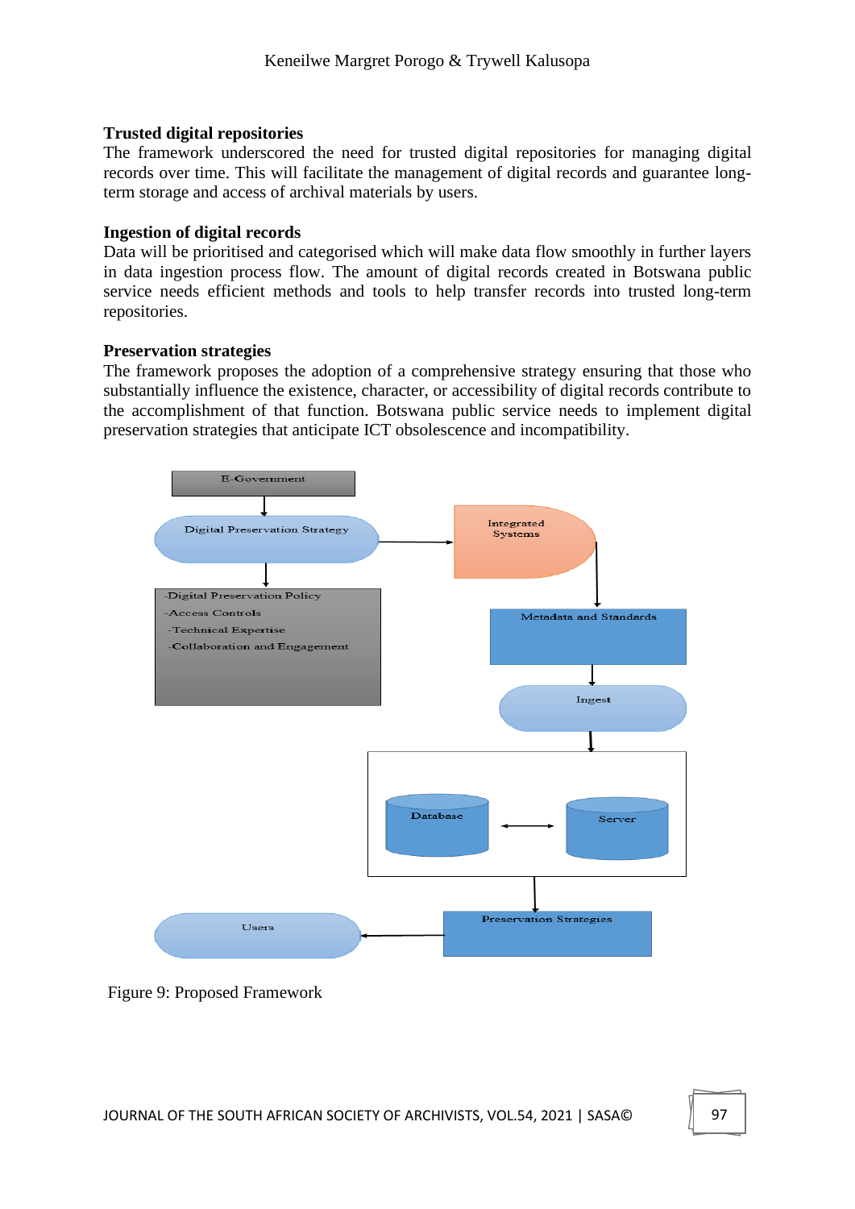### Trusted digital repositories

The framework underscored the need for trusted digital repositories for managing digital records over time. This will facilitate the management of digital records and guarantee long-term storage and access of archival materials by users.

### Ingestion of digital records

Data will be prioritised and categorised which will make data flow smoothly in further layers in data ingestion process flow. The amount of digital records created in Botswana public service needs efficient methods and tools to help transfer records into trusted long-term repositories.

### Preservation strategies

The framework proposes the adoption of a comprehensive strategy ensuring that those who substantially influence the existence, character, or accessibility of digital records contribute to the accomplishment of that function. Botswana public service needs to implement digital preservation strategies that anticipate ICT obsolescence and incompatibility.

E-Government

Digital Preservation Strategy

Integrated Systems

-Digital Preservation Policy
-Access Controls
-Technical Expertise
-Collaboration and Engagement

Metadata and Standards

Ingest

Database

Server

Users

Preservation Strategies

Figure 9: Proposed Framework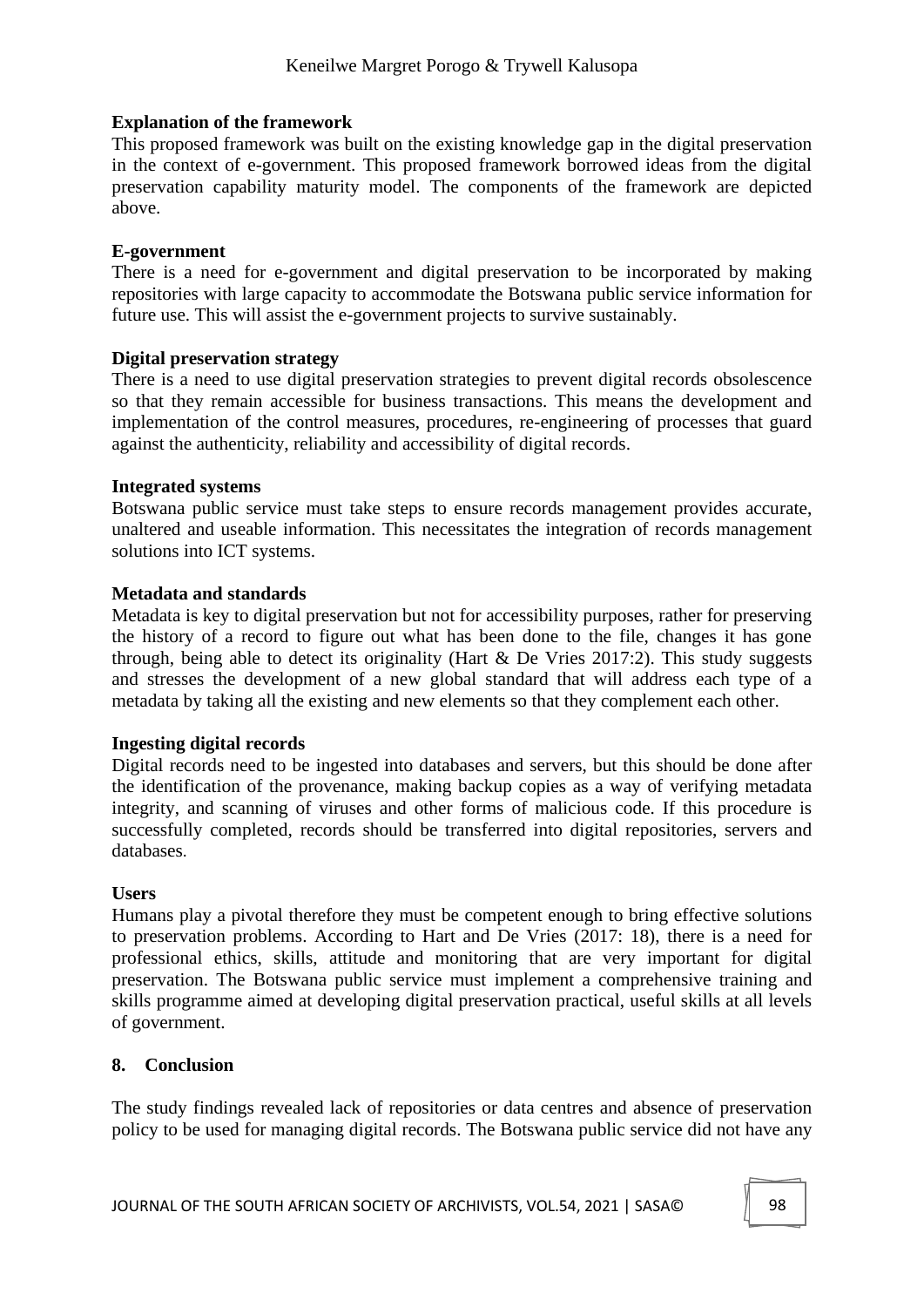**Explanation of the framework**

This proposed framework was built on the existing knowledge gap in the digital preservation in the context of e-government. This proposed framework borrowed ideas from the digital preservation capability maturity model. The components of the framework are depicted above.

**E-government**

There is a need for e-government and digital preservation to be incorporated by making repositories with large capacity to accommodate the Botswana public service information for future use. This will assist the e-government projects to survive sustainably.

**Digital preservation strategy**

There is a need to use digital preservation strategies to prevent digital records obsolescence so that they remain accessible for business transactions. This means the development and implementation of the control measures, procedures, re-engineering of processes that guard against the authenticity, reliability and accessibility of digital records.

**Integrated systems**

Botswana public service must take steps to ensure records management provides accurate, unaltered and useable information. This necessitates the integration of records management solutions into ICT systems.

**Metadata and standards**

Metadata is key to digital preservation but not for accessibility purposes, rather for preserving the history of a record to figure out what has been done to the file, changes it has gone through, being able to detect its originality (Hart & De Vries 2017:2). This study suggests and stresses the development of a new global standard that will address each type of a metadata by taking all the existing and new elements so that they complement each other.

**Ingesting digital records**

Digital records need to be ingested into databases and servers, but this should be done after the identification of the provenance, making backup copies as a way of verifying metadata integrity, and scanning of viruses and other forms of malicious code. If this procedure is successfully completed, records should be transferred into digital repositories, servers and databases.

**Users**

Humans play a pivotal therefore they must be competent enough to bring effective solutions to preservation problems. According to Hart and De Vries (2017: 18), there is a need for professional ethics, skills, attitude and monitoring that are very important for digital preservation. The Botswana public service must implement a comprehensive training and skills programme aimed at developing digital preservation practical, useful skills at all levels of government.

## 8. Conclusion

The study findings revealed lack of repositories or data centres and absence of preservation policy to be used for managing digital records. The Botswana public service did not have any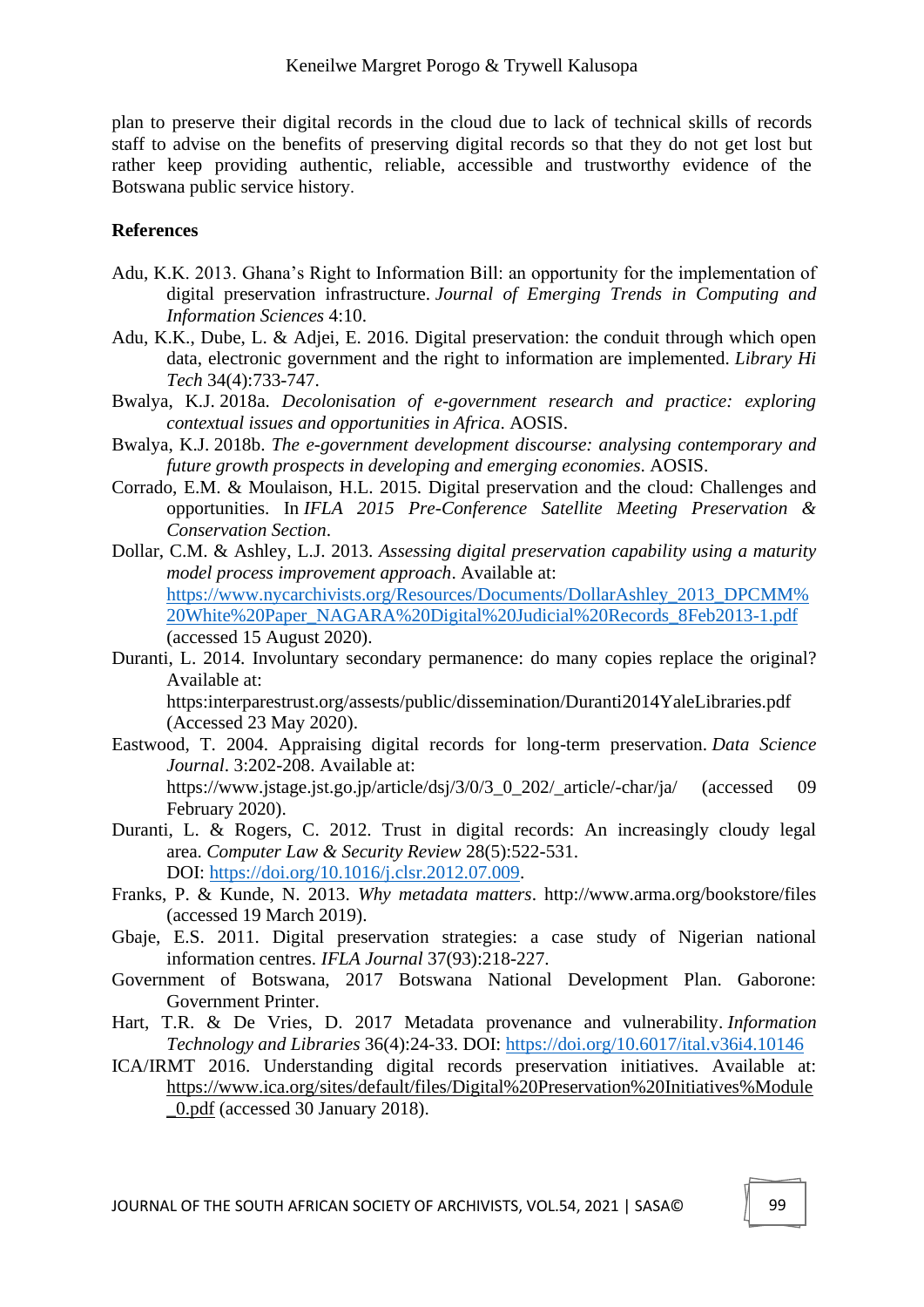plan to preserve their digital records in the cloud due to lack of technical skills of records staff to advise on the benefits of preserving digital records so that they do not get lost but rather keep providing authentic, reliable, accessible and trustworthy evidence of the Botswana public service history.

**References**

Adu, K.K. 2013. Ghana's Right to Information Bill: an opportunity for the implementation of digital preservation infrastructure. *Journal of Emerging Trends in Computing and Information Sciences* 4:10.

Adu, K.K., Dube, L. & Adjei, E. 2016. Digital preservation: the conduit through which open data, electronic government and the right to information are implemented. *Library Hi Tech* 34(4):733-747.

Bwalya, K.J. 2018a. *Decolonisation of e-government research and practice: exploring contextual issues and opportunities in Africa*. AOSIS.

Bwalya, K.J. 2018b. *The e-government development discourse: analysing contemporary and future growth prospects in developing and emerging economies*. AOSIS.

Corrado, E.M. & Moulaison, H.L. 2015. Digital preservation and the cloud: Challenges and opportunities. In *IFLA 2015 Pre-Conference Satellite Meeting Preservation & Conservation Section*.

Dollar, C.M. & Ashley, L.J. 2013. *Assessing digital preservation capability using a maturity model process improvement approach*. Available at: https://www.nycarchivists.org/Resources/Documents/DollarAshley_2013_DPCMM%20White%20Paper_NAGARA%20Digital%20Judicial%20Records_8Feb2013-1.pdf (accessed 15 August 2020).

Duranti, L. 2014. Involuntary secondary permanence: do many copies replace the original? Available at: https:interparestrust.org/assests/public/dissemination/Duranti2014YaleLibraries.pdf (Accessed 23 May 2020).

Eastwood, T. 2004. Appraising digital records for long-term preservation. *Data Science Journal*. 3:202-208. Available at: https://www.jstage.jst.go.jp/article/dsj/3/0/3_0_202/_article/-char/ja/ (accessed 09 February 2020).

Duranti, L. & Rogers, C. 2012. Trust in digital records: An increasingly cloudy legal area. *Computer Law & Security Review* 28(5):522-531. DOI: https://doi.org/10.1016/j.clsr.2012.07.009.

Franks, P. & Kunde, N. 2013. *Why metadata matters*. http://www.arma.org/bookstore/files (accessed 19 March 2019).

Gbaje, E.S. 2011. Digital preservation strategies: a case study of Nigerian national information centres. *IFLA Journal* 37(93):218-227.

Government of Botswana, 2017 Botswana National Development Plan. Gaborone: Government Printer.

Hart, T.R. & De Vries, D. 2017 Metadata provenance and vulnerability. *Information Technology and Libraries* 36(4):24-33. DOI: https://doi.org/10.6017/ital.v36i4.10146

ICA/IRMT 2016. Understanding digital records preservation initiatives. Available at: https://www.ica.org/sites/default/files/Digital%20Preservation%20Initiatives%Module_0.pdf (accessed 30 January 2018).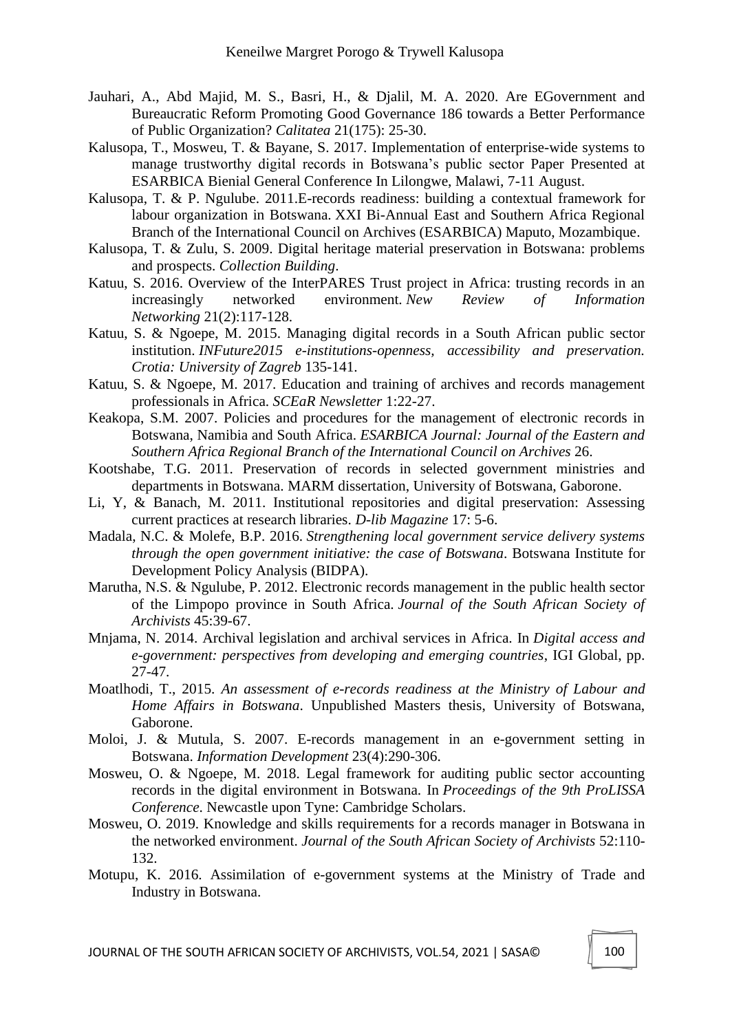Jauhari, A., Abd Majid, M. S., Basri, H., & Djalil, M. A. 2020. Are EGovernment and Bureaucratic Reform Promoting Good Governance 186 towards a Better Performance of Public Organization? *Calitatea* 21(175): 25-30.

Kalusopa, T., Mosweu, T. & Bayane, S. 2017. Implementation of enterprise-wide systems to manage trustworthy digital records in Botswana's public sector Paper Presented at ESARBICA Bienial General Conference In Lilongwe, Malawi, 7-11 August.

Kalusopa, T. & P. Ngulube. 2011.E-records readiness: building a contextual framework for labour organization in Botswana. XXI Bi-Annual East and Southern Africa Regional Branch of the International Council on Archives (ESARBICA) Maputo, Mozambique.

Kalusopa, T. & Zulu, S. 2009. Digital heritage material preservation in Botswana: problems and prospects. *Collection Building*.

Katuu, S. 2016. Overview of the InterPARES Trust project in Africa: trusting records in an increasingly networked environment. *New Review of Information Networking* 21(2):117-128.

Katuu, S. & Ngoepe, M. 2015. Managing digital records in a South African public sector institution. *INFuture2015 e-institutions-openness, accessibility and preservation. Crotia: University of Zagreb* 135-141.

Katuu, S. & Ngoepe, M. 2017. Education and training of archives and records management professionals in Africa. *SCEaR Newsletter* 1:22-27.

Keakopa, S.M. 2007. Policies and procedures for the management of electronic records in Botswana, Namibia and South Africa. *ESARBICA Journal: Journal of the Eastern and Southern Africa Regional Branch of the International Council on Archives* 26.

Kootshabe, T.G. 2011. Preservation of records in selected government ministries and departments in Botswana. MARM dissertation, University of Botswana, Gaborone.

Li, Y, & Banach, M. 2011. Institutional repositories and digital preservation: Assessing current practices at research libraries. *D-lib Magazine* 17: 5-6.

Madala, N.C. & Molefe, B.P. 2016. *Strengthening local government service delivery systems through the open government initiative: the case of Botswana*. Botswana Institute for Development Policy Analysis (BIDPA).

Marutha, N.S. & Ngulube, P. 2012. Electronic records management in the public health sector of the Limpopo province in South Africa. *Journal of the South African Society of Archivists* 45:39-67.

Mnjama, N. 2014. Archival legislation and archival services in Africa. In *Digital access and e-government: perspectives from developing and emerging countries*, IGI Global, pp. 27-47.

Moatlhodi, T., 2015. *An assessment of e-records readiness at the Ministry of Labour and Home Affairs in Botswana*. Unpublished Masters thesis, University of Botswana, Gaborone.

Moloi, J. & Mutula, S. 2007. E-records management in an e-government setting in Botswana. *Information Development* 23(4):290-306.

Mosweu, O. & Ngoepe, M. 2018. Legal framework for auditing public sector accounting records in the digital environment in Botswana. In *Proceedings of the 9th ProLISSA Conference*. Newcastle upon Tyne: Cambridge Scholars.

Mosweu, O. 2019. Knowledge and skills requirements for a records manager in Botswana in the networked environment. *Journal of the South African Society of Archivists* 52:110-132.

Motupu, K. 2016. Assimilation of e-government systems at the Ministry of Trade and Industry in Botswana.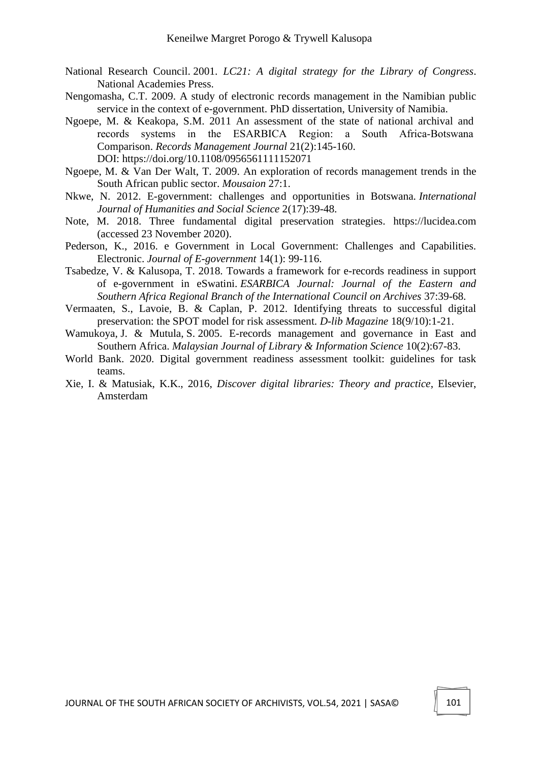National Research Council. 2001. *LC21: A digital strategy for the Library of Congress*. National Academies Press.

Nengomasha, C.T. 2009. A study of electronic records management in the Namibian public service in the context of e-government. PhD dissertation, University of Namibia.

Ngoepe, M. & Keakopa, S.M. 2011 An assessment of the state of national archival and records systems in the ESARBICA Region: a South Africa-Botswana Comparison. *Records Management Journal* 21(2):145-160. DOI: https://doi.org/10.1108/0956561111152071

Ngoepe, M. & Van Der Walt, T. 2009. An exploration of records management trends in the South African public sector. *Mousaion* 27:1.

Nkwe, N. 2012. E-government: challenges and opportunities in Botswana. *International Journal of Humanities and Social Science* 2(17):39-48.

Note, M. 2018. Three fundamental digital preservation strategies. https://lucidea.com (accessed 23 November 2020).

Pederson, K., 2016. e Government in Local Government: Challenges and Capabilities. Electronic. *Journal of E-government* 14(1): 99-116.

Tsabedze, V. & Kalusopa, T. 2018. Towards a framework for e-records readiness in support of e-government in eSwatini. *ESARBICA Journal: Journal of the Eastern and Southern Africa Regional Branch of the International Council on Archives* 37:39-68.

Vermaaten, S., Lavoie, B. & Caplan, P. 2012. Identifying threats to successful digital preservation: the SPOT model for risk assessment. *D-lib Magazine* 18(9/10):1-21.

Wamukoya, J. & Mutula, S. 2005. E-records management and governance in East and Southern Africa. *Malaysian Journal of Library & Information Science* 10(2):67-83.

World Bank. 2020. Digital government readiness assessment toolkit: guidelines for task teams.

Xie, I. & Matusiak, K.K., 2016, *Discover digital libraries: Theory and practice*, Elsevier, Amsterdam